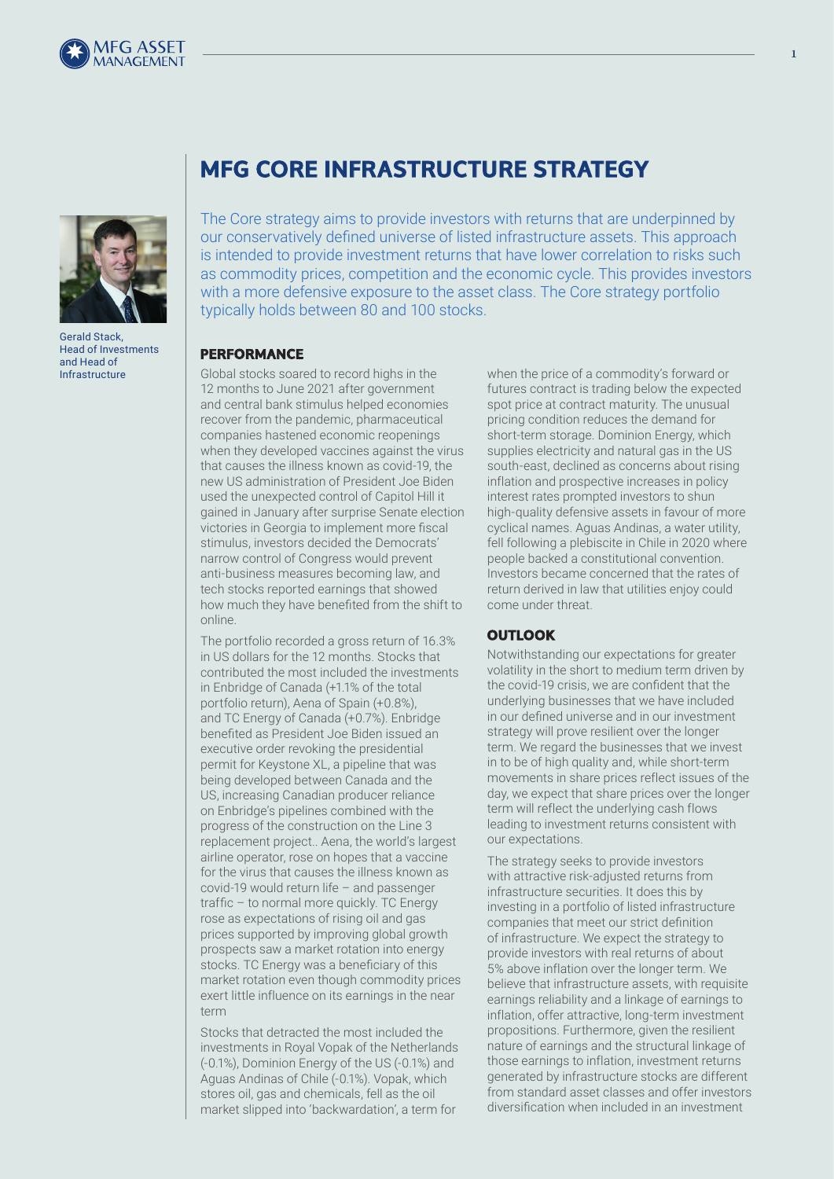# MFG CORE INFRASTRUCTURE STRATEGY

Gerald Stack, Head of Investments and Head of Infrastructure

The Core strategy aims to provide investors with returns that are underpinned by our conservatively defined universe of listed infrastructure assets. This approach is intended to provide investment returns that have lower correlation to risks such as commodity prices, competition and the economic cycle. This provides investors with a more defensive exposure to the asset class. The Core strategy portfolio typically holds between 80 and 100 stocks.

## PERFORMANCE

Global stocks soared to record highs in the 12 months to June 2021 after government and central bank stimulus helped economies recover from the pandemic, pharmaceutical companies hastened economic reopenings when they developed vaccines against the virus that causes the illness known as covid-19, the new US administration of President Joe Biden used the unexpected control of Capitol Hill it gained in January after surprise Senate election victories in Georgia to implement more fiscal stimulus, investors decided the Democrats' narrow control of Congress would prevent anti-business measures becoming law, and tech stocks reported earnings that showed how much they have benefited from the shift to online.

The portfolio recorded a gross return of 16.3% in US dollars for the 12 months. Stocks that contributed the most included the investments in Enbridge of Canada (+1.1% of the total portfolio return), Aena of Spain (+0.8%), and TC Energy of Canada (+0.7%). Enbridge benefited as President Joe Biden issued an executive order revoking the presidential permit for Keystone XL, a pipeline that was being developed between Canada and the US, increasing Canadian producer reliance on Enbridge's pipelines combined with the progress of the construction on the Line 3 replacement project.. Aena, the world's largest airline operator, rose on hopes that a vaccine for the virus that causes the illness known as covid-19 would return life – and passenger traffic – to normal more quickly. TC Energy rose as expectations of rising oil and gas prices supported by improving global growth prospects saw a market rotation into energy stocks. TC Energy was a beneficiary of this market rotation even though commodity prices exert little influence on its earnings in the near term

Stocks that detracted the most included the investments in Royal Vopak of the Netherlands (-0.1%), Dominion Energy of the US (-0.1%) and Aguas Andinas of Chile (-0.1%). Vopak, which stores oil, gas and chemicals, fell as the oil market slipped into 'backwardation', a term for when the price of a commodity's forward or futures contract is trading below the expected spot price at contract maturity. The unusual pricing condition reduces the demand for short-term storage. Dominion Energy, which supplies electricity and natural gas in the US south-east, declined as concerns about rising inflation and prospective increases in policy interest rates prompted investors to shun high-quality defensive assets in favour of more cyclical names. Aguas Andinas, a water utility, fell following a plebiscite in Chile in 2020 where people backed a constitutional convention. Investors became concerned that the rates of return derived in law that utilities enjoy could come under threat.

## OUTLOOK

Notwithstanding our expectations for greater volatility in the short to medium term driven by the covid-19 crisis, we are confident that the underlying businesses that we have included in our defined universe and in our investment strategy will prove resilient over the longer term. We regard the businesses that we invest in to be of high quality and, while short-term movements in share prices reflect issues of the day, we expect that share prices over the longer term will reflect the underlying cash flows leading to investment returns consistent with our expectations.

The strategy seeks to provide investors with attractive risk-adjusted returns from infrastructure securities. It does this by investing in a portfolio of listed infrastructure companies that meet our strict definition of infrastructure. We expect the strategy to provide investors with real returns of about 5% above inflation over the longer term. We believe that infrastructure assets, with requisite earnings reliability and a linkage of earnings to inflation, offer attractive, long-term investment propositions. Furthermore, given the resilient nature of earnings and the structural linkage of those earnings to inflation, investment returns generated by infrastructure stocks are different from standard asset classes and offer investors diversification when included in an investment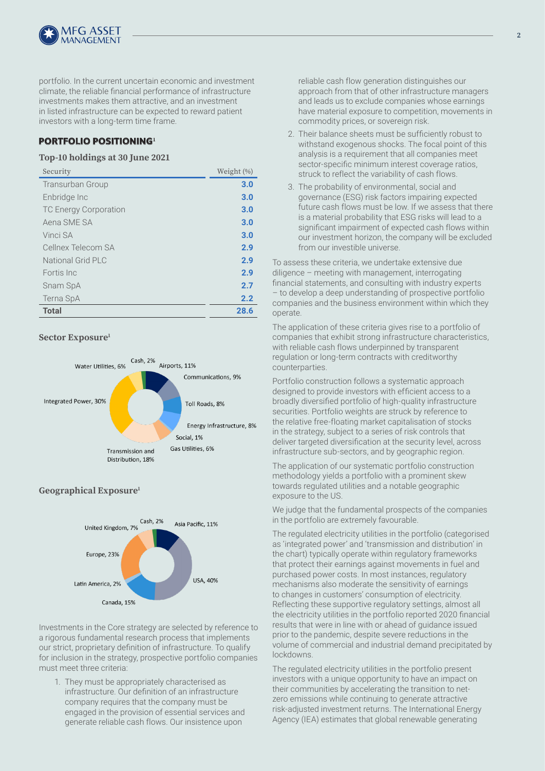portfolio. In the current uncertain economic and investment climate, the reliable financial performance of infrastructure investments makes them attractive, and an investment in listed infrastructure can be expected to reward patient investors with a long-term time frame.

## PORTFOLIO POSITIONING[1]

### Top-10 holdings at 30 June 2021

| Security | Weight (%) |
|---|---|
| Transurban Group | **3.0** |
| Enbridge Inc | **3.0** |
| TC Energy Corporation | **3.0** |
| Aena SME SA | **3.0** |
| Vinci SA | **3.0** |
| Cellnex Telecom SA | **2.9** |
| National Grid PLC | **2.9** |
| Fortis Inc | **2.9** |
| Snam SpA | **2.7** |
| Terna SpA | **2.2** |
| **Total** | **28.6** |

### Sector Exposure[1]

Cash, 2%
Water Utilities, 6%
Airports, 11%
Communications, 9%
Integrated Power, 30%
Toll Roads, 8%
Energy Infrastructure, 8%
Social, 1%
Gas Utilities, 6%
Transmission and Distribution, 18%

### Geographical Exposure[1]

Cash, 2%
United Kingdom, 7%
Asia Pacific, 11%
Europe, 23%
USA, 40%
Latin America, 2%
Canada, 15%

Investments in the Core strategy are selected by reference to a rigorous fundamental research process that implements our strict, proprietary definition of infrastructure. To qualify for inclusion in the strategy, prospective portfolio companies must meet three criteria:

1. They must be appropriately characterised as infrastructure. Our definition of an infrastructure company requires that the company must be engaged in the provision of essential services and generate reliable cash flows. Our insistence upon reliable cash flow generation distinguishes our approach from that of other infrastructure managers and leads us to exclude companies whose earnings have material exposure to competition, movements in commodity prices, or sovereign risk.
2. Their balance sheets must be sufficiently robust to withstand exogenous shocks. The focal point of this analysis is a requirement that all companies meet sector-specific minimum interest coverage ratios, struck to reflect the variability of cash flows.
3. The probability of environmental, social and governance (ESG) risk factors impairing expected future cash flows must be low. If we assess that there is a material probability that ESG risks will lead to a significant impairment of expected cash flows within our investment horizon, the company will be excluded from our investible universe.

To assess these criteria, we undertake extensive due diligence – meeting with management, interrogating financial statements, and consulting with industry experts – to develop a deep understanding of prospective portfolio companies and the business environment within which they operate.

The application of these criteria gives rise to a portfolio of companies that exhibit strong infrastructure characteristics, with reliable cash flows underpinned by transparent regulation or long-term contracts with creditworthy counterparties.

Portfolio construction follows a systematic approach designed to provide investors with efficient access to a broadly diversified portfolio of high-quality infrastructure securities. Portfolio weights are struck by reference to the relative free-floating market capitalisation of stocks in the strategy, subject to a series of risk controls that deliver targeted diversification at the security level, across infrastructure sub-sectors, and by geographic region.

The application of our systematic portfolio construction methodology yields a portfolio with a prominent skew towards regulated utilities and a notable geographic exposure to the US.

We judge that the fundamental prospects of the companies in the portfolio are extremely favourable.

The regulated electricity utilities in the portfolio (categorised as 'integrated power' and 'transmission and distribution' in the chart) typically operate within regulatory frameworks that protect their earnings against movements in fuel and purchased power costs. In most instances, regulatory mechanisms also moderate the sensitivity of earnings to changes in customers' consumption of electricity. Reflecting these supportive regulatory settings, almost all the electricity utilities in the portfolio reported 2020 financial results that were in line with or ahead of guidance issued prior to the pandemic, despite severe reductions in the volume of commercial and industrial demand precipitated by lockdowns.

The regulated electricity utilities in the portfolio present investors with a unique opportunity to have an impact on their communities by accelerating the transition to net-zero emissions while continuing to generate attractive risk-adjusted investment returns. The International Energy Agency (IEA) estimates that global renewable generating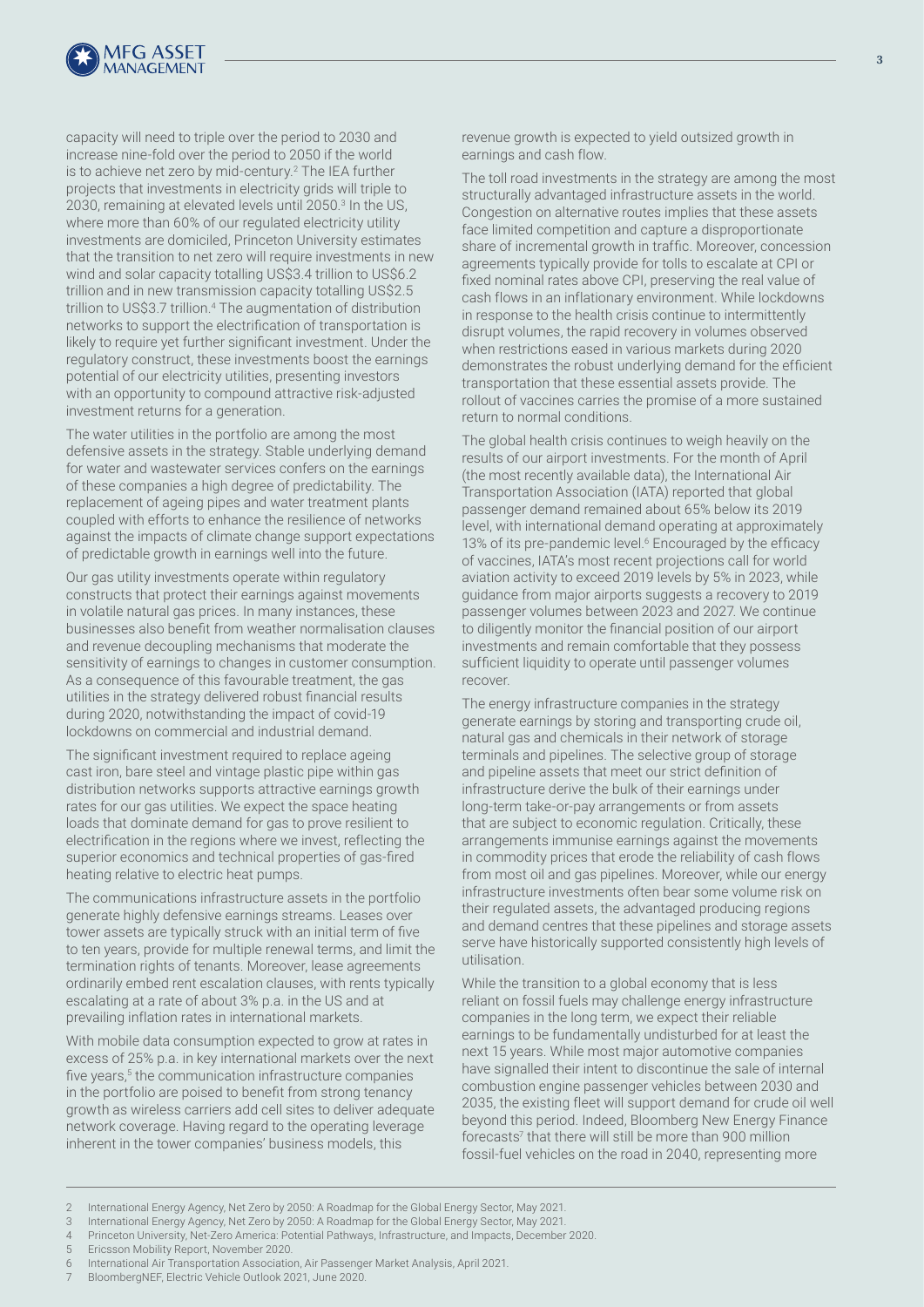capacity will need to triple over the period to 2030 and increase nine-fold over the period to 2050 if the world is to achieve net zero by mid-century.[2] The IEA further projects that investments in electricity grids will triple to 2030, remaining at elevated levels until 2050.[3] In the US, where more than 60% of our regulated electricity utility investments are domiciled, Princeton University estimates that the transition to net zero will require investments in new wind and solar capacity totalling US$3.4 trillion to US$6.2 trillion and in new transmission capacity totalling US$2.5 trillion to US$3.7 trillion.[4] The augmentation of distribution networks to support the electrification of transportation is likely to require yet further significant investment. Under the regulatory construct, these investments boost the earnings potential of our electricity utilities, presenting investors with an opportunity to compound attractive risk-adjusted investment returns for a generation.

The water utilities in the portfolio are among the most defensive assets in the strategy. Stable underlying demand for water and wastewater services confers on the earnings of these companies a high degree of predictability. The replacement of ageing pipes and water treatment plants coupled with efforts to enhance the resilience of networks against the impacts of climate change support expectations of predictable growth in earnings well into the future.

Our gas utility investments operate within regulatory constructs that protect their earnings against movements in volatile natural gas prices. In many instances, these businesses also benefit from weather normalisation clauses and revenue decoupling mechanisms that moderate the sensitivity of earnings to changes in customer consumption. As a consequence of this favourable treatment, the gas utilities in the strategy delivered robust financial results during 2020, notwithstanding the impact of covid-19 lockdowns on commercial and industrial demand.

The significant investment required to replace ageing cast iron, bare steel and vintage plastic pipe within gas distribution networks supports attractive earnings growth rates for our gas utilities. We expect the space heating loads that dominate demand for gas to prove resilient to electrification in the regions where we invest, reflecting the superior economics and technical properties of gas-fired heating relative to electric heat pumps.

The communications infrastructure assets in the portfolio generate highly defensive earnings streams. Leases over tower assets are typically struck with an initial term of five to ten years, provide for multiple renewal terms, and limit the termination rights of tenants. Moreover, lease agreements ordinarily embed rent escalation clauses, with rents typically escalating at a rate of about 3% p.a. in the US and at prevailing inflation rates in international markets.

With mobile data consumption expected to grow at rates in excess of 25% p.a. in key international markets over the next five years,[5] the communication infrastructure companies in the portfolio are poised to benefit from strong tenancy growth as wireless carriers add cell sites to deliver adequate network coverage. Having regard to the operating leverage inherent in the tower companies' business models, this revenue growth is expected to yield outsized growth in earnings and cash flow.

The toll road investments in the strategy are among the most structurally advantaged infrastructure assets in the world. Congestion on alternative routes implies that these assets face limited competition and capture a disproportionate share of incremental growth in traffic. Moreover, concession agreements typically provide for tolls to escalate at CPI or fixed nominal rates above CPI, preserving the real value of cash flows in an inflationary environment. While lockdowns in response to the health crisis continue to intermittently disrupt volumes, the rapid recovery in volumes observed when restrictions eased in various markets during 2020 demonstrates the robust underlying demand for the efficient transportation that these essential assets provide. The rollout of vaccines carries the promise of a more sustained return to normal conditions.

The global health crisis continues to weigh heavily on the results of our airport investments. For the month of April (the most recently available data), the International Air Transportation Association (IATA) reported that global passenger demand remained about 65% below its 2019 level, with international demand operating at approximately 13% of its pre-pandemic level.[6] Encouraged by the efficacy of vaccines, IATA's most recent projections call for world aviation activity to exceed 2019 levels by 5% in 2023, while guidance from major airports suggests a recovery to 2019 passenger volumes between 2023 and 2027. We continue to diligently monitor the financial position of our airport investments and remain comfortable that they possess sufficient liquidity to operate until passenger volumes recover.

The energy infrastructure companies in the strategy generate earnings by storing and transporting crude oil, natural gas and chemicals in their network of storage terminals and pipelines. The selective group of storage and pipeline assets that meet our strict definition of infrastructure derive the bulk of their earnings under long-term take-or-pay arrangements or from assets that are subject to economic regulation. Critically, these arrangements immunise earnings against the movements in commodity prices that erode the reliability of cash flows from most oil and gas pipelines. Moreover, while our energy infrastructure investments often bear some volume risk on their regulated assets, the advantaged producing regions and demand centres that these pipelines and storage assets serve have historically supported consistently high levels of utilisation.

While the transition to a global economy that is less reliant on fossil fuels may challenge energy infrastructure companies in the long term, we expect their reliable earnings to be fundamentally undisturbed for at least the next 15 years. While most major automotive companies have signalled their intent to discontinue the sale of internal combustion engine passenger vehicles between 2030 and 2035, the existing fleet will support demand for crude oil well beyond this period. Indeed, Bloomberg New Energy Finance forecasts[7] that there will still be more than 900 million fossil-fuel vehicles on the road in 2040, representing more

---

2 International Energy Agency, Net Zero by 2050: A Roadmap for the Global Energy Sector, May 2021.
3 International Energy Agency, Net Zero by 2050: A Roadmap for the Global Energy Sector, May 2021.
4 Princeton University, Net-Zero America: Potential Pathways, Infrastructure, and Impacts, December 2020.
5 Ericsson Mobility Report, November 2020.
6 International Air Transportation Association, Air Passenger Market Analysis, April 2021.
7 BloombergNEF, Electric Vehicle Outlook 2021, June 2020.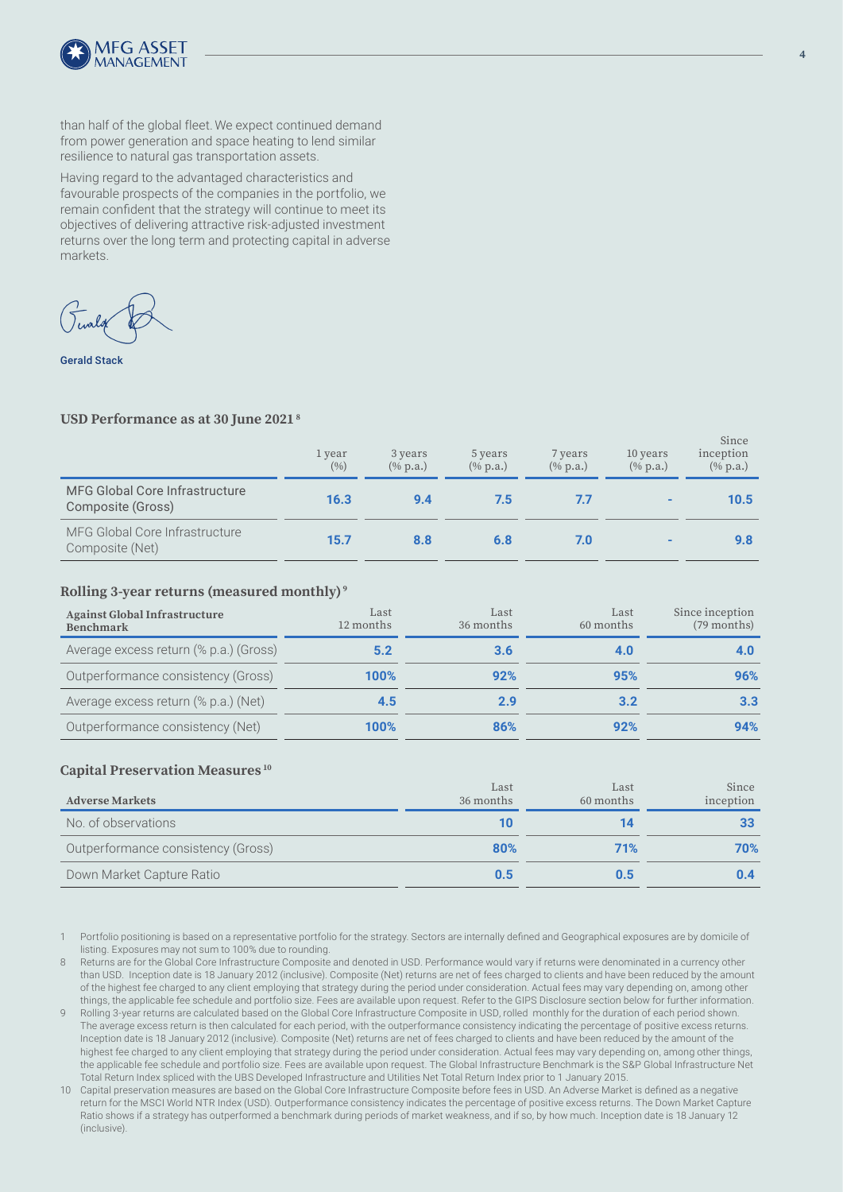than half of the global fleet. We expect continued demand from power generation and space heating to lend similar resilience to natural gas transportation assets.

Having regard to the advantaged characteristics and favourable prospects of the companies in the portfolio, we remain confident that the strategy will continue to meet its objectives of delivering attractive risk-adjusted investment returns over the long term and protecting capital in adverse markets.

Gerald Stack

### USD Performance as at 30 June 2021[8]

| | 1 year (%) | 3 years (% p.a.) | 5 years (% p.a.) | 7 years (% p.a.) | 10 years (% p.a.) | Since inception (% p.a.) |
|---|---|---|---|---|---|---|
| MFG Global Core Infrastructure Composite (Gross) | 16.3 | 9.4 | 7.5 | 7.7 | - | 10.5 |
| MFG Global Core Infrastructure Composite (Net) | 15.7 | 8.8 | 6.8 | 7.0 | - | 9.8 |

### Rolling 3-year returns (measured monthly)[9]

| Against Global Infrastructure Benchmark | Last 12 months | Last 36 months | Last 60 months | Since inception (79 months) |
|---|---|---|---|---|
| Average excess return (% p.a.) (Gross) | 5.2 | 3.6 | 4.0 | 4.0 |
| Outperformance consistency (Gross) | 100% | 92% | 95% | 96% |
| Average excess return (% p.a.) (Net) | 4.5 | 2.9 | 3.2 | 3.3 |
| Outperformance consistency (Net) | 100% | 86% | 92% | 94% |

### Capital Preservation Measures[10]

| Adverse Markets | Last 36 months | Last 60 months | Since inception |
|---|---|---|---|
| No. of observations | 10 | 14 | 33 |
| Outperformance consistency (Gross) | 80% | 71% | 70% |
| Down Market Capture Ratio | 0.5 | 0.5 | 0.4 |

1 Portfolio positioning is based on a representative portfolio for the strategy. Sectors are internally defined and Geographical exposures are by domicile of listing. Exposures may not sum to 100% due to rounding.

8 Returns are for the Global Core Infrastructure Composite and denoted in USD. Performance would vary if returns were denominated in a currency other than USD. Inception date is 18 January 2012 (inclusive). Composite (Net) returns are net of fees charged to clients and have been reduced by the amount of the highest fee charged to any client employing that strategy during the period under consideration. Actual fees may vary depending on, among other things, the applicable fee schedule and portfolio size. Fees are available upon request. Refer to the GIPS Disclosure section below for further information.

9 Rolling 3-year returns are calculated based on the Global Core Infrastructure Composite in USD, rolled monthly for the duration of each period shown. The average excess return is then calculated for each period, with the outperformance consistency indicating the percentage of positive excess returns. Inception date is 18 January 2012 (inclusive). Composite (Net) returns are net of fees charged to clients and have been reduced by the amount of the highest fee charged to any client employing that strategy during the period under consideration. Actual fees may vary depending on, among other things, the applicable fee schedule and portfolio size. Fees are available upon request. The Global Infrastructure Benchmark is the S&P Global Infrastructure Net Total Return Index spliced with the UBS Developed Infrastructure and Utilities Net Total Return Index prior to 1 January 2015.

10 Capital preservation measures are based on the Global Core Infrastructure Composite before fees in USD. An Adverse Market is defined as a negative return for the MSCI World NTR Index (USD). Outperformance consistency indicates the percentage of positive excess returns. The Down Market Capture Ratio shows if a strategy has outperformed a benchmark during periods of market weakness, and if so, by how much. Inception date is 18 January 12 (inclusive).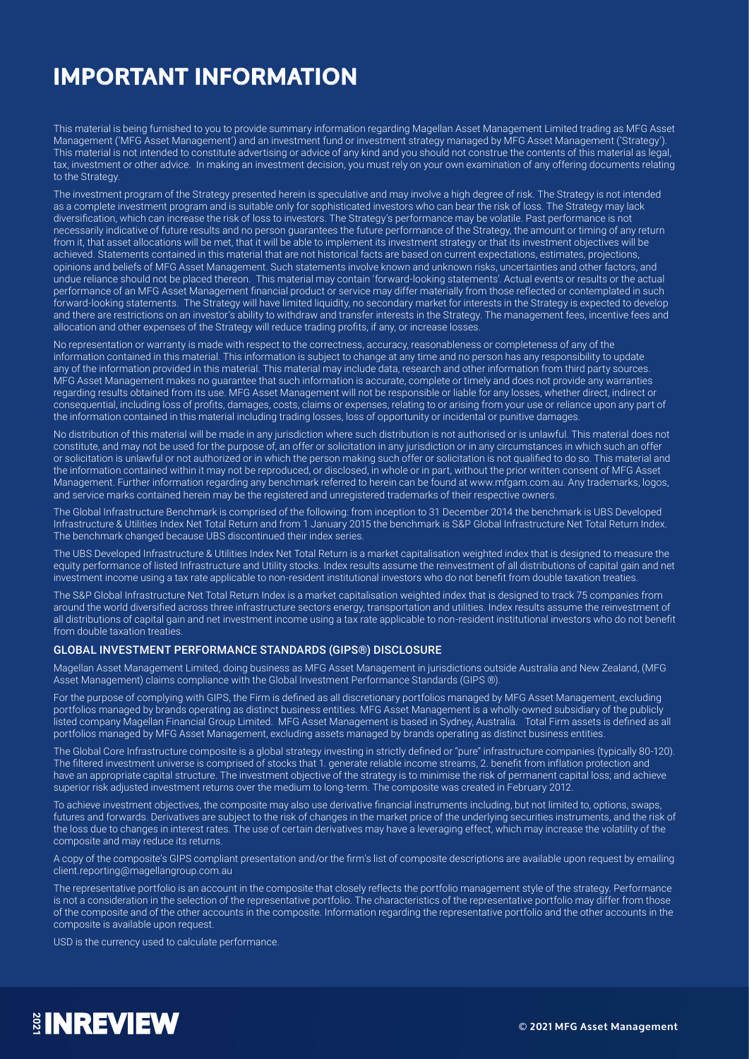# IMPORTANT INFORMATION

This material is being furnished to you to provide summary information regarding Magellan Asset Management Limited trading as MFG Asset Management ('MFG Asset Management') and an investment fund or investment strategy managed by MFG Asset Management ('Strategy'). This material is not intended to constitute advertising or advice of any kind and you should not construe the contents of this material as legal, tax, investment or other advice. In making an investment decision, you must rely on your own examination of any offering documents relating to the Strategy.

The investment program of the Strategy presented herein is speculative and may involve a high degree of risk. The Strategy is not intended as a complete investment program and is suitable only for sophisticated investors who can bear the risk of loss. The Strategy may lack diversification, which can increase the risk of loss to investors. The Strategy's performance may be volatile. Past performance is not necessarily indicative of future results and no person guarantees the future performance of the Strategy, the amount or timing of any return from it, that asset allocations will be met, that it will be able to implement its investment strategy or that its investment objectives will be achieved. Statements contained in this material that are not historical facts are based on current expectations, estimates, projections, opinions and beliefs of MFG Asset Management. Such statements involve known and unknown risks, uncertainties and other factors, and undue reliance should not be placed thereon. This material may contain 'forward-looking statements'. Actual events or results or the actual performance of an MFG Asset Management financial product or service may differ materially from those reflected or contemplated in such forward-looking statements. The Strategy will have limited liquidity, no secondary market for interests in the Strategy is expected to develop and there are restrictions on an investor's ability to withdraw and transfer interests in the Strategy. The management fees, incentive fees and allocation and other expenses of the Strategy will reduce trading profits, if any, or increase losses.

No representation or warranty is made with respect to the correctness, accuracy, reasonableness or completeness of any of the information contained in this material. This information is subject to change at any time and no person has any responsibility to update any of the information provided in this material. This material may include data, research and other information from third party sources. MFG Asset Management makes no guarantee that such information is accurate, complete or timely and does not provide any warranties regarding results obtained from its use. MFG Asset Management will not be responsible or liable for any losses, whether direct, indirect or consequential, including loss of profits, damages, costs, claims or expenses, relating to or arising from your use or reliance upon any part of the information contained in this material including trading losses, loss of opportunity or incidental or punitive damages.

No distribution of this material will be made in any jurisdiction where such distribution is not authorised or is unlawful. This material does not constitute, and may not be used for the purpose of, an offer or solicitation in any jurisdiction or in any circumstances in which such an offer or solicitation is unlawful or not authorized or in which the person making such offer or solicitation is not qualified to do so. This material and the information contained within it may not be reproduced, or disclosed, in whole or in part, without the prior written consent of MFG Asset Management. Further information regarding any benchmark referred to herein can be found at www.mfgam.com.au. Any trademarks, logos, and service marks contained herein may be the registered and unregistered trademarks of their respective owners.

The Global Infrastructure Benchmark is comprised of the following: from inception to 31 December 2014 the benchmark is UBS Developed Infrastructure & Utilities Index Net Total Return and from 1 January 2015 the benchmark is S&P Global Infrastructure Net Total Return Index. The benchmark changed because UBS discontinued their index series.

The UBS Developed Infrastructure & Utilities Index Net Total Return is a market capitalisation weighted index that is designed to measure the equity performance of listed Infrastructure and Utility stocks. Index results assume the reinvestment of all distributions of capital gain and net investment income using a tax rate applicable to non-resident institutional investors who do not benefit from double taxation treaties.

The S&P Global Infrastructure Net Total Return Index is a market capitalisation weighted index that is designed to track 75 companies from around the world diversified across three infrastructure sectors energy, transportation and utilities. Index results assume the reinvestment of all distributions of capital gain and net investment income using a tax rate applicable to non-resident institutional investors who do not benefit from double taxation treaties.

## GLOBAL INVESTMENT PERFORMANCE STANDARDS (GIPS®) DISCLOSURE

Magellan Asset Management Limited, doing business as MFG Asset Management in jurisdictions outside Australia and New Zealand, (MFG Asset Management) claims compliance with the Global Investment Performance Standards (GIPS ®).

For the purpose of complying with GIPS, the Firm is defined as all discretionary portfolios managed by MFG Asset Management, excluding portfolios managed by brands operating as distinct business entities. MFG Asset Management is a wholly-owned subsidiary of the publicly listed company Magellan Financial Group Limited. MFG Asset Management is based in Sydney, Australia. Total Firm assets is defined as all portfolios managed by MFG Asset Management, excluding assets managed by brands operating as distinct business entities.

The Global Core Infrastructure composite is a global strategy investing in strictly defined or "pure" infrastructure companies (typically 80-120). The filtered investment universe is comprised of stocks that 1. generate reliable income streams, 2. benefit from inflation protection and have an appropriate capital structure. The investment objective of the strategy is to minimise the risk of permanent capital loss; and achieve superior risk adjusted investment returns over the medium to long-term. The composite was created in February 2012.

To achieve investment objectives, the composite may also use derivative financial instruments including, but not limited to, options, swaps, futures and forwards. Derivatives are subject to the risk of changes in the market price of the underlying securities instruments, and the risk of the loss due to changes in interest rates. The use of certain derivatives may have a leveraging effect, which may increase the volatility of the composite and may reduce its returns.

A copy of the composite's GIPS compliant presentation and/or the firm's list of composite descriptions are available upon request by emailing client.reporting@magellangroup.com.au

The representative portfolio is an account in the composite that closely reflects the portfolio management style of the strategy. Performance is not a consideration in the selection of the representative portfolio. The characteristics of the representative portfolio may differ from those of the composite and of the other accounts in the composite. Information regarding the representative portfolio and the other accounts in the composite is available upon request.

USD is the currency used to calculate performance.